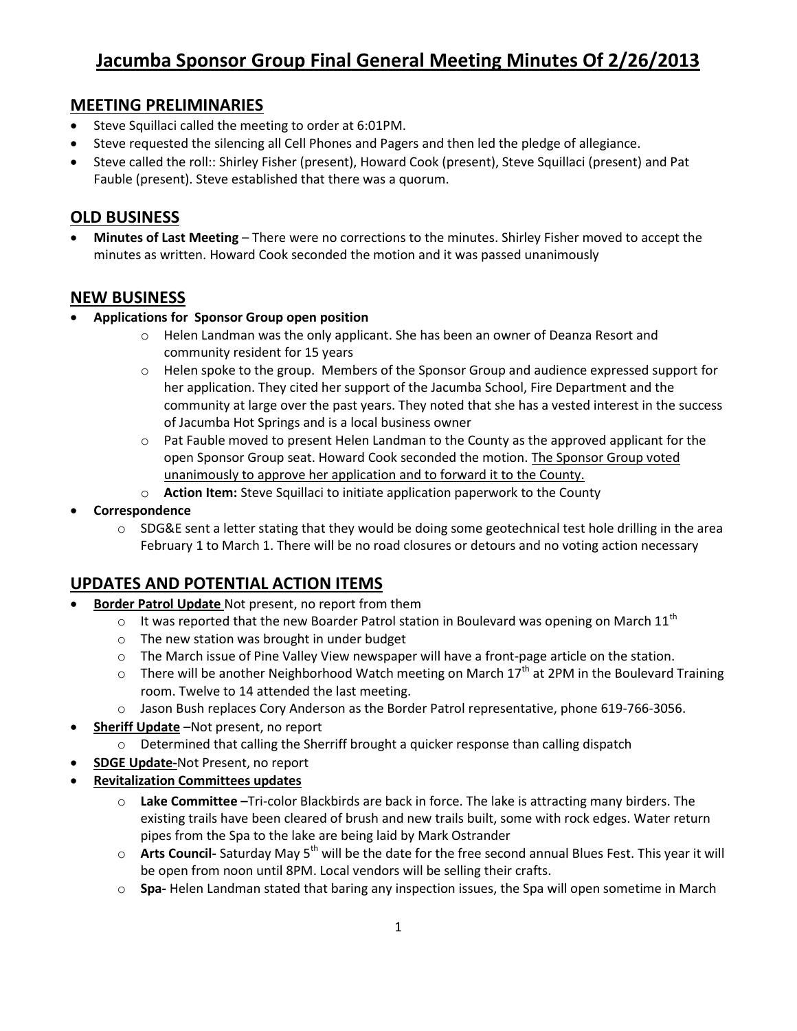# Jacumba Sponsor Group Final General Meeting Minutes Of 2/26/2013

## MEETING PRELIMINARIES

- Steve Squillaci called the meeting to order at 6:01PM.
- Steve requested the silencing all Cell Phones and Pagers and then led the pledge of allegiance.
- Steve called the roll:: Shirley Fisher (present), Howard Cook (present), Steve Squillaci (present) and Pat Fauble (present). Steve established that there was a quorum.

## OLD BUSINESS

- **Minutes of Last Meeting** – There were no corrections to the minutes. Shirley Fisher moved to accept the minutes as written. Howard Cook seconded the motion and it was passed unanimously

## NEW BUSINESS

- **Applications for Sponsor Group open position**
  - Helen Landman was the only applicant. She has been an owner of Deanza Resort and community resident for 15 years
  - Helen spoke to the group. Members of the Sponsor Group and audience expressed support for her application. They cited her support of the Jacumba School, Fire Department and the community at large over the past years. They noted that she has a vested interest in the success of Jacumba Hot Springs and is a local business owner
  - Pat Fauble moved to present Helen Landman to the County as the approved applicant for the open Sponsor Group seat. Howard Cook seconded the motion. <u>The Sponsor Group voted unanimously to approve her application and to forward it to the County.</u>
  - **Action Item:** Steve Squillaci to initiate application paperwork to the County
- **Correspondence**
  - SDG&E sent a letter stating that they would be doing some geotechnical test hole drilling in the area February 1 to March 1. There will be no road closures or detours and no voting action necessary

## UPDATES AND POTENTIAL ACTION ITEMS

- **<u>Border Patrol Update</u>** Not present, no report from them
  - It was reported that the new Boarder Patrol station in Boulevard was opening on March 11th
  - The new station was brought in under budget
  - The March issue of Pine Valley View newspaper will have a front-page article on the station.
  - There will be another Neighborhood Watch meeting on March 17th at 2PM in the Boulevard Training room. Twelve to 14 attended the last meeting.
  - Jason Bush replaces Cory Anderson as the Border Patrol representative, phone 619-766-3056.
- **<u>Sheriff Update</u>** –Not present, no report
  - Determined that calling the Sherriff brought a quicker response than calling dispatch
- **<u>SDGE Update-</u>**Not Present, no report
- **<u>Revitalization Committees updates</u>**
  - **Lake Committee –**Tri-color Blackbirds are back in force. The lake is attracting many birders. The existing trails have been cleared of brush and new trails built, some with rock edges. Water return pipes from the Spa to the lake are being laid by Mark Ostrander
  - **Arts Council-** Saturday May 5th will be the date for the free second annual Blues Fest. This year it will be open from noon until 8PM. Local vendors will be selling their crafts.
  - **Spa-** Helen Landman stated that baring any inspection issues, the Spa will open sometime in March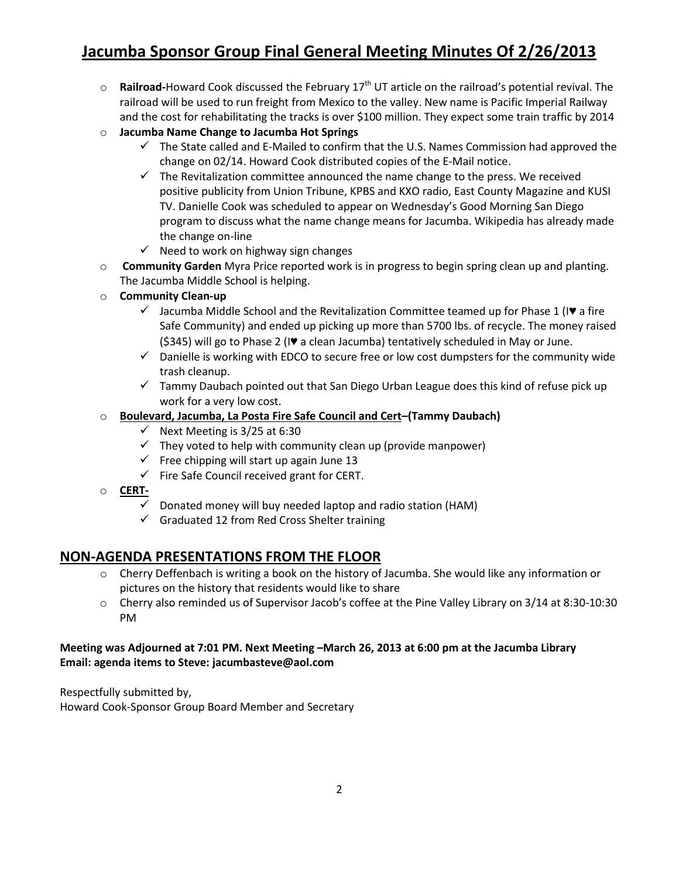# Jacumba Sponsor Group Final General Meeting Minutes Of 2/26/2013

- **Railroad-**Howard Cook discussed the February 17th UT article on the railroad's potential revival. The railroad will be used to run freight from Mexico to the valley. New name is Pacific Imperial Railway and the cost for rehabilitating the tracks is over $100 million. They expect some train traffic by 2014
- **Jacumba Name Change to Jacumba Hot Springs**
  - ✓ The State called and E-Mailed to confirm that the U.S. Names Commission had approved the change on 02/14. Howard Cook distributed copies of the E-Mail notice.
  - ✓ The Revitalization committee announced the name change to the press. We received positive publicity from Union Tribune, KPBS and KXO radio, East County Magazine and KUSI TV. Danielle Cook was scheduled to appear on Wednesday's Good Morning San Diego program to discuss what the name change means for Jacumba. Wikipedia has already made the change on-line
  - ✓ Need to work on highway sign changes
- **Community Garden** Myra Price reported work is in progress to begin spring clean up and planting. The Jacumba Middle School is helping.
- **Community Clean-up**
  - ✓ Jacumba Middle School and the Revitalization Committee teamed up for Phase 1 (I♥ a fire Safe Community) and ended up picking up more than 5700 lbs. of recycle. The money raised ($345) will go to Phase 2 (I♥ a clean Jacumba) tentatively scheduled in May or June.
  - ✓ Danielle is working with EDCO to secure free or low cost dumpsters for the community wide trash cleanup.
  - ✓ Tammy Daubach pointed out that San Diego Urban League does this kind of refuse pick up work for a very low cost.
- **Boulevard, Jacumba, La Posta Fire Safe Council and Cert–(Tammy Daubach)**
  - ✓ Next Meeting is 3/25 at 6:30
  - ✓ They voted to help with community clean up (provide manpower)
  - ✓ Free chipping will start up again June 13
  - ✓ Fire Safe Council received grant for CERT.
- **CERT-**
  - ✓ Donated money will buy needed laptop and radio station (HAM)
  - ✓ Graduated 12 from Red Cross Shelter training

## NON-AGENDA PRESENTATIONS FROM THE FLOOR

- Cherry Deffenbach is writing a book on the history of Jacumba. She would like any information or pictures on the history that residents would like to share
- Cherry also reminded us of Supervisor Jacob's coffee at the Pine Valley Library on 3/14 at 8:30-10:30 PM

**Meeting was Adjourned at 7:01 PM. Next Meeting –March 26, 2013 at 6:00 pm at the Jacumba Library**
**Email: agenda items to Steve: jacumbasteve@aol.com**

Respectfully submitted by,
Howard Cook-Sponsor Group Board Member and Secretary